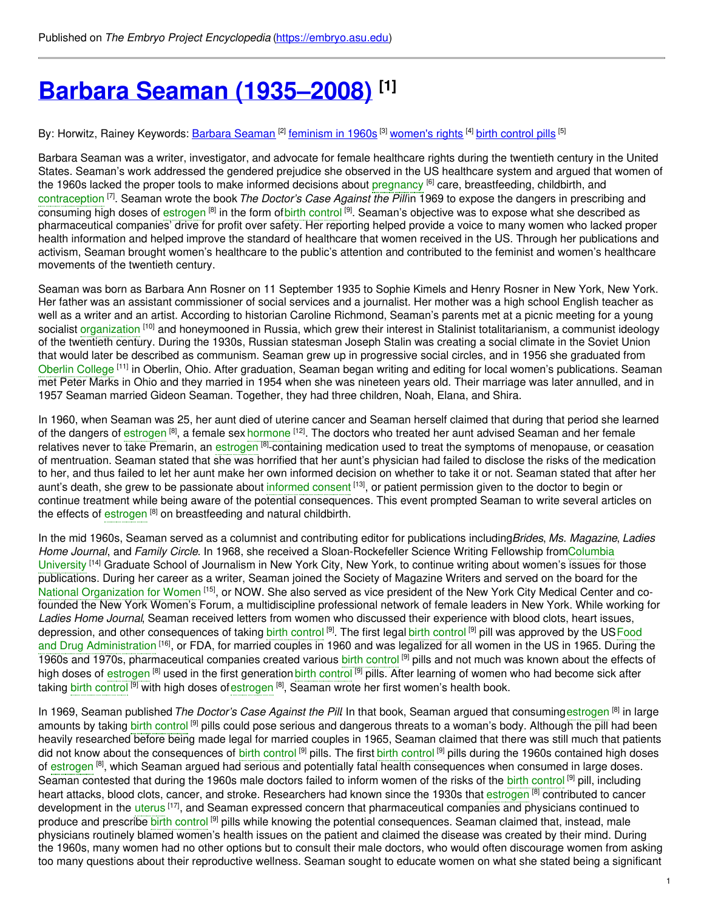Published on *The Embryo Project Encyclopedia* (https://embryo.asu.edu)

# Barbara Seaman (1935–2008) [1]

By: Horwitz, Rainey Keywords: Barbara Seaman [2] feminism in 1960s [3] women's rights [4] birth control pills [5]

Barbara Seaman was a writer, investigator, and advocate for female healthcare rights during the twentieth century in the United States. Seaman's work addressed the gendered prejudice she observed in the US healthcare system and argued that women of the 1960s lacked the proper tools to make informed decisions about pregnancy [6] care, breastfeeding, childbirth, and contraception [7]. Seaman wrote the book *The Doctor's Case Against the Pill* in 1969 to expose the dangers in prescribing and consuming high doses of estrogen [8] in the form of birth control [9]. Seaman's objective was to expose what she described as pharmaceutical companies' drive for profit over safety. Her reporting helped provide a voice to many women who lacked proper health information and helped improve the standard of healthcare that women received in the US. Through her publications and activism, Seaman brought women's healthcare to the public's attention and contributed to the feminist and women's healthcare movements of the twentieth century.

Seaman was born as Barbara Ann Rosner on 11 September 1935 to Sophie Kimels and Henry Rosner in New York, New York. Her father was an assistant commissioner of social services and a journalist. Her mother was a high school English teacher as well as a writer and an artist. According to historian Caroline Richmond, Seaman's parents met at a picnic meeting for a young socialist organization [10] and honeymooned in Russia, which grew their interest in Stalinist totalitarianism, a communist ideology of the twentieth century. During the 1930s, Russian statesman Joseph Stalin was creating a social climate in the Soviet Union that would later be described as communism. Seaman grew up in progressive social circles, and in 1956 she graduated from Oberlin College [11] in Oberlin, Ohio. After graduation, Seaman began writing and editing for local women's publications. Seaman met Peter Marks in Ohio and they married in 1954 when she was nineteen years old. Their marriage was later annulled, and in 1957 Seaman married Gideon Seaman. Together, they had three children, Noah, Elana, and Shira.

In 1960, when Seaman was 25, her aunt died of uterine cancer and Seaman herself claimed that during that period she learned of the dangers of estrogen [8], a female sex hormone [12]. The doctors who treated her aunt advised Seaman and her female relatives never to take Premarin, an estrogen [8]-containing medication used to treat the symptoms of menopause, or ceasation of mentruation. Seaman stated that she was horrified that her aunt's physician had failed to disclose the risks of the medication to her, and thus failed to let her aunt make her own informed decision on whether to take it or not. Seaman stated that after her aunt's death, she grew to be passionate about informed consent [13], or patient permission given to the doctor to begin or continue treatment while being aware of the potential consequences. This event prompted Seaman to write several articles on the effects of estrogen [8] on breastfeeding and natural childbirth.

In the mid 1960s, Seaman served as a columnist and contributing editor for publications including *Brides*, *Ms. Magazine*, *Ladies Home Journal*, and *Family Circle*. In 1968, she received a Sloan-Rockefeller Science Writing Fellowship from Columbia University [14] Graduate School of Journalism in New York City, New York, to continue writing about women's issues for those publications. During her career as a writer, Seaman joined the Society of Magazine Writers and served on the board for the National Organization for Women [15], or NOW. She also served as vice president of the New York City Medical Center and co-founded the New York Women's Forum, a multidiscipline professional network of female leaders in New York. While working for *Ladies Home Journal*, Seaman received letters from women who discussed their experience with blood clots, heart issues, depression, and other consequences of taking birth control [9]. The first legal birth control [9] pill was approved by the US Food and Drug Administration [16], or FDA, for married couples in 1960 and was legalized for all women in the US in 1965. During the 1960s and 1970s, pharmaceutical companies created various birth control [9] pills and not much was known about the effects of high doses of estrogen [8] used in the first generation birth control [9] pills. After learning of women who had become sick after taking birth control [9] with high doses of estrogen [8], Seaman wrote her first women's health book.

In 1969, Seaman published *The Doctor's Case Against the Pill*. In that book, Seaman argued that consuming estrogen [8] in large amounts by taking birth control [9] pills could pose serious and dangerous threats to a woman's body. Although the pill had been heavily researched before being made legal for married couples in 1965, Seaman claimed that there was still much that patients did not know about the consequences of birth control [9] pills. The first birth control [9] pills during the 1960s contained high doses of estrogen [8], which Seaman argued had serious and potentially fatal health consequences when consumed in large doses. Seaman contested that during the 1960s male doctors failed to inform women of the risks of the birth control [9] pill, including heart attacks, blood clots, cancer, and stroke. Researchers had known since the 1930s that estrogen [8] contributed to cancer development in the uterus [17], and Seaman expressed concern that pharmaceutical companies and physicians continued to produce and prescribe birth control [9] pills while knowing the potential consequences. Seaman claimed that, instead, male physicians routinely blamed women's health issues on the patient and claimed the disease was created by their mind. During the 1960s, many women had no other options but to consult their male doctors, who would often discourage women from asking too many questions about their reproductive wellness. Seaman sought to educate women on what she stated being a significant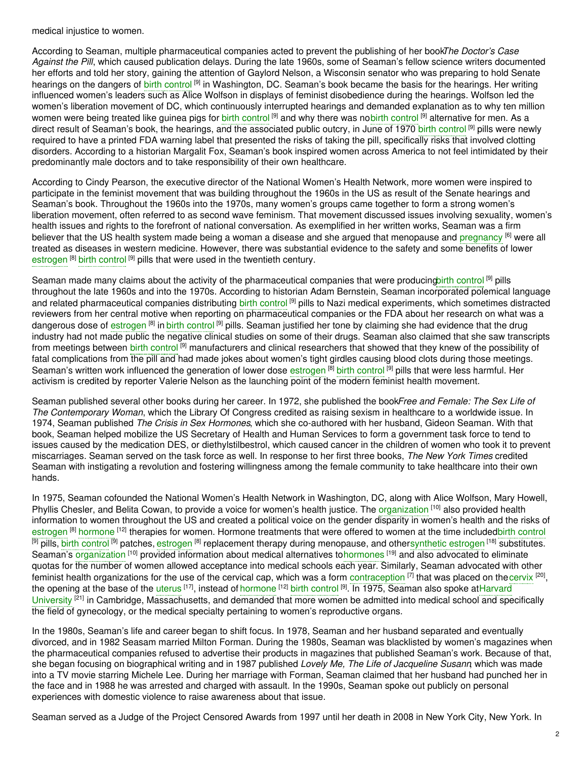medical injustice to women.

According to Seaman, multiple pharmaceutical companies acted to prevent the publishing of her book *The Doctor's Case Against the Pill*, which caused publication delays. During the late 1960s, some of Seaman's fellow science writers documented her efforts and told her story, gaining the attention of Gaylord Nelson, a Wisconsin senator who was preparing to hold Senate hearings on the dangers of birth control [9] in Washington, DC. Seaman's book became the basis for the hearings. Her writing influenced women's leaders such as Alice Wolfson in displays of feminist disobedience during the hearings. Wolfson led the women's liberation movement of DC, which continuously interrupted hearings and demanded explanation as to why ten million women were being treated like guinea pigs for birth control [9] and why there was no birth control [9] alternative for men. As a direct result of Seaman's book, the hearings, and the associated public outcry, in June of 1970 birth control [9] pills were newly required to have a printed FDA warning label that presented the risks of taking the pill, specifically risks that involved clotting disorders. According to a historian Margalit Fox, Seaman's book inspired women across America to not feel intimidated by their predominantly male doctors and to take responsibility of their own healthcare.

According to Cindy Pearson, the executive director of the National Women's Health Network, more women were inspired to participate in the feminist movement that was building throughout the 1960s in the US as result of the Senate hearings and Seaman's book. Throughout the 1960s into the 1970s, many women's groups came together to form a strong women's liberation movement, often referred to as second wave feminism. That movement discussed issues involving sexuality, women's health issues and rights to the forefront of national conversation. As exemplified in her written works, Seaman was a firm believer that the US health system made being a woman a disease and she argued that menopause and pregnancy [6] were all treated as diseases in western medicine. However, there was substantial evidence to the safety and some benefits of lower estrogen [8] birth control [9] pills that were used in the twentieth century.

Seaman made many claims about the activity of the pharmaceutical companies that were producing birth control [9] pills throughout the late 1960s and into the 1970s. According to historian Adam Bernstein, Seaman incorporated polemical language and related pharmaceutical companies distributing birth control [9] pills to Nazi medical experiments, which sometimes distracted reviewers from her central motive when reporting on pharmaceutical companies or the FDA about her research on what was a dangerous dose of estrogen [8] in birth control [9] pills. Seaman justified her tone by claiming she had evidence that the drug industry had not made public the negative clinical studies on some of their drugs. Seaman also claimed that she saw transcripts from meetings between birth control [9] manufacturers and clinical researchers that showed that they knew of the possibility of fatal complications from the pill and had made jokes about women's tight girdles causing blood clots during those meetings. Seaman's written work influenced the generation of lower dose estrogen [8] birth control [9] pills that were less harmful. Her activism is credited by reporter Valerie Nelson as the launching point of the modern feminist health movement.

Seaman published several other books during her career. In 1972, she published the book *Free and Female: The Sex Life of The Contemporary Woman*, which the Library Of Congress credited as raising sexism in healthcare to a worldwide issue. In 1974, Seaman published *The Crisis in Sex Hormones*, which she co-authored with her husband, Gideon Seaman. With that book, Seaman helped mobilize the US Secretary of Health and Human Services to form a government task force to tend to issues caused by the medication DES, or diethylstilbestrol, which caused cancer in the children of women who took it to prevent miscarriages. Seaman served on the task force as well. In response to her first three books, *The New York Times* credited Seaman with instigating a revolution and fostering willingness among the female community to take healthcare into their own hands.

In 1975, Seaman cofounded the National Women's Health Network in Washington, DC, along with Alice Wolfson, Mary Howell, Phyllis Chesler, and Belita Cowan, to provide a voice for women's health justice. The organization [10] also provided health information to women throughout the US and created a political voice on the gender disparity in women's health and the risks of estrogen [8] hormone [12] therapies for women. Hormone treatments that were offered to women at the time included birth control [9] pills, birth control [9] patches, estrogen [8] replacement therapy during menopause, and other synthetic estrogen [18] substitutes. Seaman's organization [10] provided information about medical alternatives to hormones [19] and also advocated to eliminate quotas for the number of women allowed acceptance into medical schools each year. Similarly, Seaman advocated with other feminist health organizations for the use of the cervical cap, which was a form contraception [7] that was placed on the cervix [20], the opening at the base of the uterus [17], instead of hormone [12] birth control [9]. In 1975, Seaman also spoke at Harvard University [21] in Cambridge, Massachusetts, and demanded that more women be admitted into medical school and specifically the field of gynecology, or the medical specialty pertaining to women's reproductive organs.

In the 1980s, Seaman's life and career began to shift focus. In 1978, Seaman and her husband separated and eventually divorced, and in 1982 Seasam married Milton Forman. During the 1980s, Seaman was blacklisted by women's magazines when the pharmaceutical companies refused to advertise their products in magazines that published Seaman's work. Because of that, she began focusing on biographical writing and in 1987 published *Lovely Me, The Life of Jacqueline Susann*, which was made into a TV movie starring Michele Lee. During her marriage with Forman, Seaman claimed that her husband had punched her in the face and in 1988 he was arrested and charged with assault. In the 1990s, Seaman spoke out publicly on personal experiences with domestic violence to raise awareness about that issue.

Seaman served as a Judge of the Project Censored Awards from 1997 until her death in 2008 in New York City, New York. In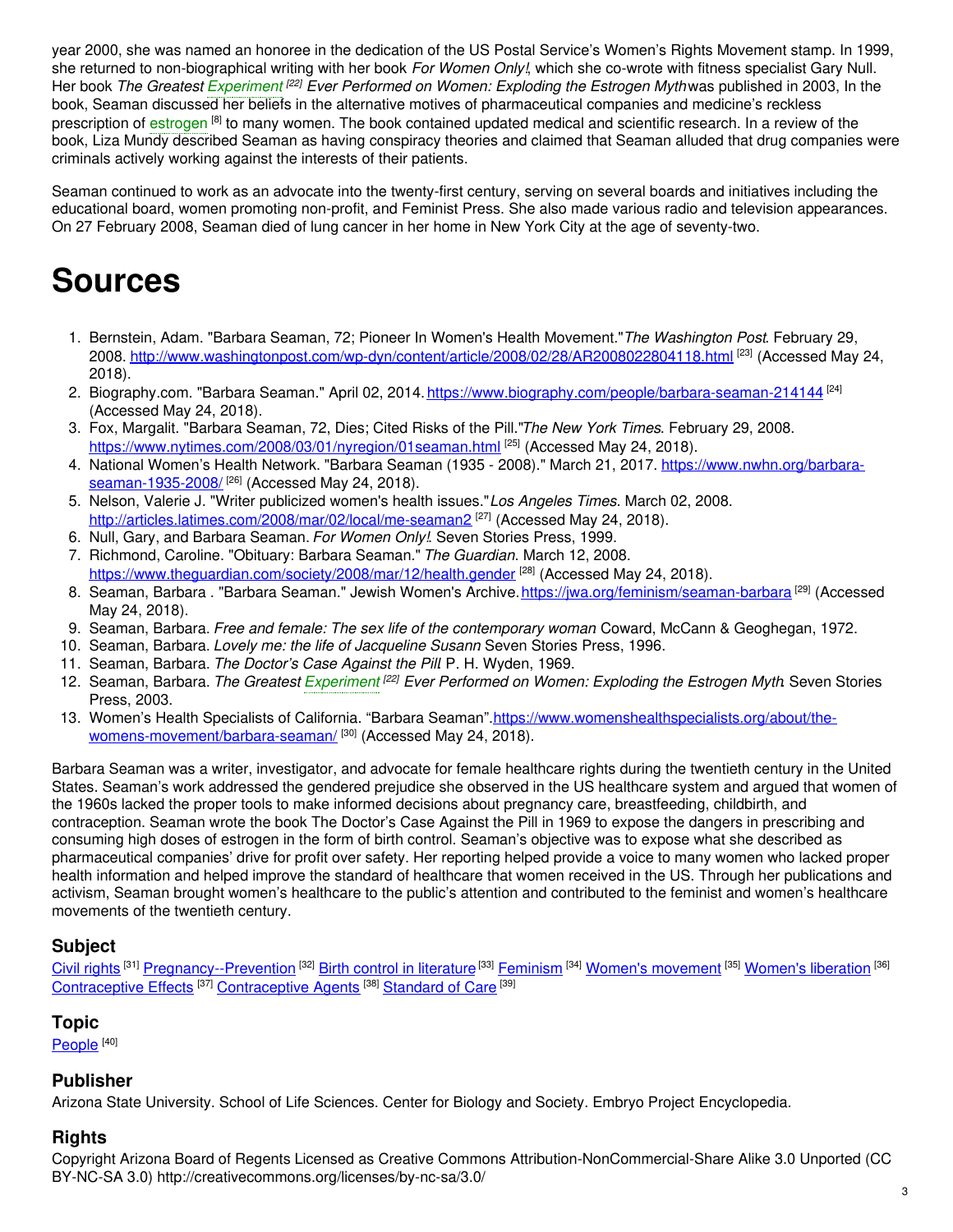year 2000, she was named an honoree in the dedication of the US Postal Service's Women's Rights Movement stamp. In 1999, she returned to non-biographical writing with her book *For Women Only!*, which she co-wrote with fitness specialist Gary Null. Her book *The Greatest Experiment [22] Ever Performed on Women: Exploding the Estrogen Myth* was published in 2003, In the book, Seaman discussed her beliefs in the alternative motives of pharmaceutical companies and medicine's reckless prescription of estrogen [8] to many women. The book contained updated medical and scientific research. In a review of the book, Liza Mundy described Seaman as having conspiracy theories and claimed that Seaman alluded that drug companies were criminals actively working against the interests of their patients.

Seaman continued to work as an advocate into the twenty-first century, serving on several boards and initiatives including the educational board, women promoting non-profit, and Feminist Press. She also made various radio and television appearances. On 27 February 2008, Seaman died of lung cancer in her home in New York City at the age of seventy-two.

# Sources

1. Bernstein, Adam. "Barbara Seaman, 72; Pioneer In Women's Health Movement."*The Washington Post*. February 29, 2008. http://www.washingtonpost.com/wp-dyn/content/article/2008/02/28/AR2008022804118.html [23] (Accessed May 24, 2018).
2. Biography.com. "Barbara Seaman." April 02, 2014. https://www.biography.com/people/barbara-seaman-214144 [24] (Accessed May 24, 2018).
3. Fox, Margalit. "Barbara Seaman, 72, Dies; Cited Risks of the Pill."*The New York Times*. February 29, 2008. https://www.nytimes.com/2008/03/01/nyregion/01seaman.html [25] (Accessed May 24, 2018).
4. National Women's Health Network. "Barbara Seaman (1935 - 2008)." March 21, 2017. https://www.nwhn.org/barbara-seaman-1935-2008/ [26] (Accessed May 24, 2018).
5. Nelson, Valerie J. "Writer publicized women's health issues."*Los Angeles Times*. March 02, 2008. http://articles.latimes.com/2008/mar/02/local/me-seaman2 [27] (Accessed May 24, 2018).
6. Null, Gary, and Barbara Seaman. *For Women Only!* Seven Stories Press, 1999.
7. Richmond, Caroline. "Obituary: Barbara Seaman." *The Guardian*. March 12, 2008. https://www.theguardian.com/society/2008/mar/12/health.gender [28] (Accessed May 24, 2018).
8. Seaman, Barbara . "Barbara Seaman." Jewish Women's Archive. https://jwa.org/feminism/seaman-barbara [29] (Accessed May 24, 2018).
9. Seaman, Barbara. *Free and female: The sex life of the contemporary woman* Coward, McCann & Geoghegan, 1972.
10. Seaman, Barbara. *Lovely me: the life of Jacqueline Susann* Seven Stories Press, 1996.
11. Seaman, Barbara. *The Doctor's Case Against the Pill* P. H. Wyden, 1969.
12. Seaman, Barbara. *The Greatest Experiment [22] Ever Performed on Women: Exploding the Estrogen Myth*. Seven Stories Press, 2003.
13. Women's Health Specialists of California. "Barbara Seaman". https://www.womenshealthspecialists.org/about/the-womens-movement/barbara-seaman/ [30] (Accessed May 24, 2018).

Barbara Seaman was a writer, investigator, and advocate for female healthcare rights during the twentieth century in the United States. Seaman's work addressed the gendered prejudice she observed in the US healthcare system and argued that women of the 1960s lacked the proper tools to make informed decisions about pregnancy care, breastfeeding, childbirth, and contraception. Seaman wrote the book The Doctor's Case Against the Pill in 1969 to expose the dangers in prescribing and consuming high doses of estrogen in the form of birth control. Seaman's objective was to expose what she described as pharmaceutical companies' drive for profit over safety. Her reporting helped provide a voice to many women who lacked proper health information and helped improve the standard of healthcare that women received in the US. Through her publications and activism, Seaman brought women's healthcare to the public's attention and contributed to the feminist and women's healthcare movements of the twentieth century.

## Subject

Civil rights [31] Pregnancy--Prevention [32] Birth control in literature [33] Feminism [34] Women's movement [35] Women's liberation [36] Contraceptive Effects [37] Contraceptive Agents [38] Standard of Care [39]

## Topic

People [40]

## Publisher

Arizona State University. School of Life Sciences. Center for Biology and Society. Embryo Project Encyclopedia.

## Rights

Copyright Arizona Board of Regents Licensed as Creative Commons Attribution-NonCommercial-Share Alike 3.0 Unported (CC BY-NC-SA 3.0) http://creativecommons.org/licenses/by-nc-sa/3.0/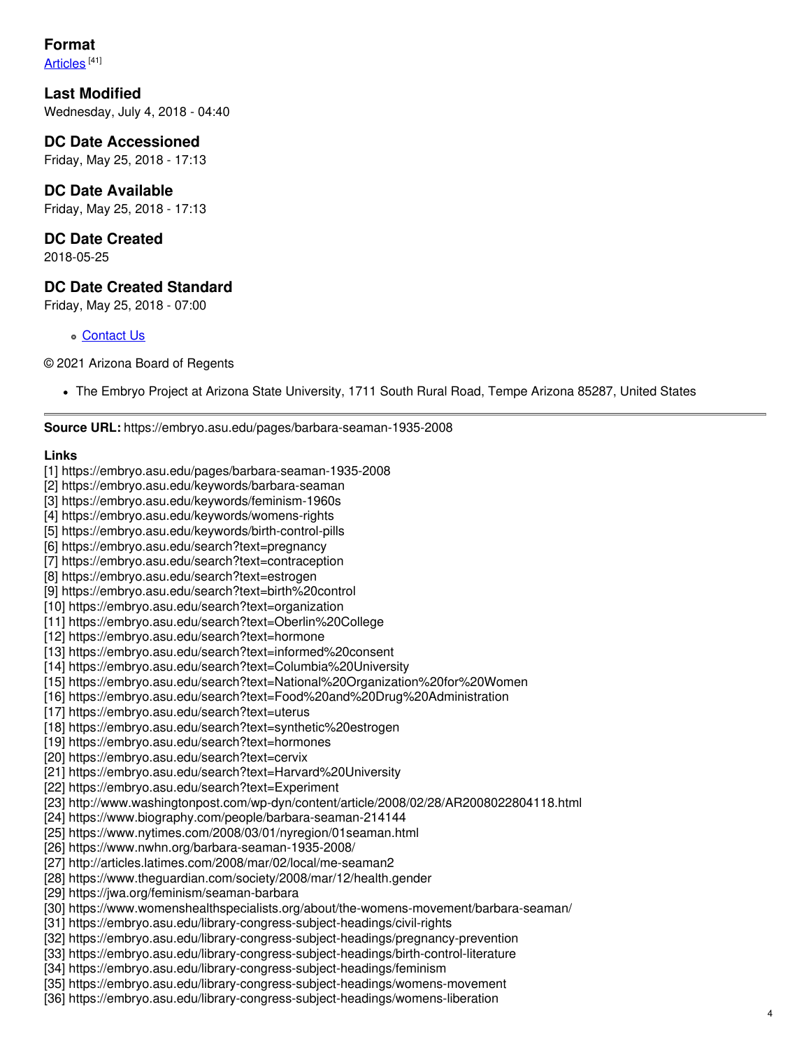### Format

Articles [41]

### Last Modified

Wednesday, July 4, 2018 - 04:40

### DC Date Accessioned

Friday, May 25, 2018 - 17:13

### DC Date Available

Friday, May 25, 2018 - 17:13

### DC Date Created

2018-05-25

### DC Date Created Standard

Friday, May 25, 2018 - 07:00

- Contact Us

© 2021 Arizona Board of Regents

- The Embryo Project at Arizona State University, 1711 South Rural Road, Tempe Arizona 85287, United States

---

**Source URL:** https://embryo.asu.edu/pages/barbara-seaman-1935-2008

**Links**

[1] https://embryo.asu.edu/pages/barbara-seaman-1935-2008
[2] https://embryo.asu.edu/keywords/barbara-seaman
[3] https://embryo.asu.edu/keywords/feminism-1960s
[4] https://embryo.asu.edu/keywords/womens-rights
[5] https://embryo.asu.edu/keywords/birth-control-pills
[6] https://embryo.asu.edu/search?text=pregnancy
[7] https://embryo.asu.edu/search?text=contraception
[8] https://embryo.asu.edu/search?text=estrogen
[9] https://embryo.asu.edu/search?text=birth%20control
[10] https://embryo.asu.edu/search?text=organization
[11] https://embryo.asu.edu/search?text=Oberlin%20College
[12] https://embryo.asu.edu/search?text=hormone
[13] https://embryo.asu.edu/search?text=informed%20consent
[14] https://embryo.asu.edu/search?text=Columbia%20University
[15] https://embryo.asu.edu/search?text=National%20Organization%20for%20Women
[16] https://embryo.asu.edu/search?text=Food%20and%20Drug%20Administration
[17] https://embryo.asu.edu/search?text=uterus
[18] https://embryo.asu.edu/search?text=synthetic%20estrogen
[19] https://embryo.asu.edu/search?text=hormones
[20] https://embryo.asu.edu/search?text=cervix
[21] https://embryo.asu.edu/search?text=Harvard%20University
[22] https://embryo.asu.edu/search?text=Experiment
[23] http://www.washingtonpost.com/wp-dyn/content/article/2008/02/28/AR2008022804118.html
[24] https://www.biography.com/people/barbara-seaman-214144
[25] https://www.nytimes.com/2008/03/01/nyregion/01seaman.html
[26] https://www.nwhn.org/barbara-seaman-1935-2008/
[27] http://articles.latimes.com/2008/mar/02/local/me-seaman2
[28] https://www.theguardian.com/society/2008/mar/12/health.gender
[29] https://jwa.org/feminism/seaman-barbara
[30] https://www.womenshealthspecialists.org/about/the-womens-movement/barbara-seaman/
[31] https://embryo.asu.edu/library-congress-subject-headings/civil-rights
[32] https://embryo.asu.edu/library-congress-subject-headings/pregnancy-prevention
[33] https://embryo.asu.edu/library-congress-subject-headings/birth-control-literature
[34] https://embryo.asu.edu/library-congress-subject-headings/feminism
[35] https://embryo.asu.edu/library-congress-subject-headings/womens-movement
[36] https://embryo.asu.edu/library-congress-subject-headings/womens-liberation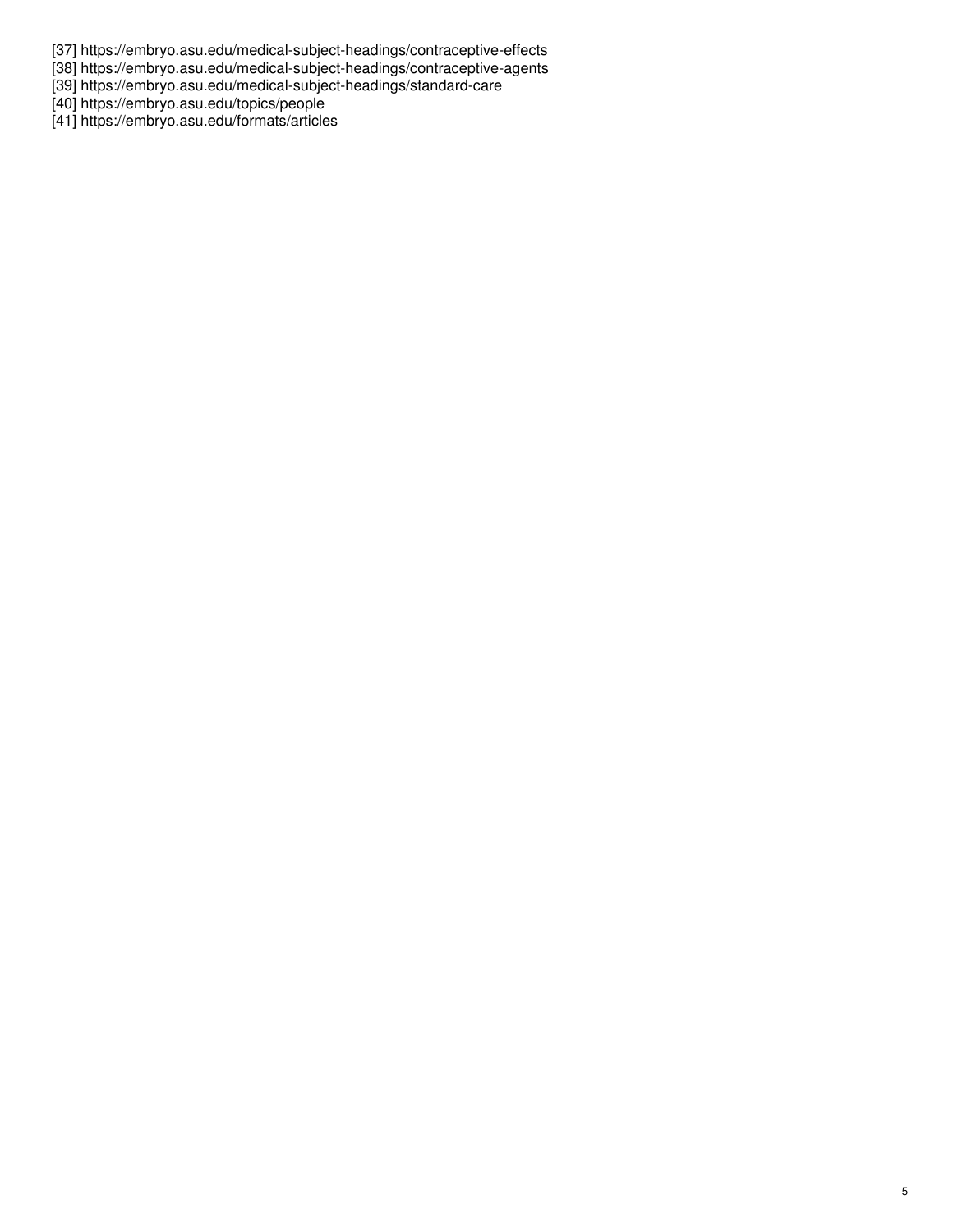[37] https://embryo.asu.edu/medical-subject-headings/contraceptive-effects
[38] https://embryo.asu.edu/medical-subject-headings/contraceptive-agents
[39] https://embryo.asu.edu/medical-subject-headings/standard-care
[40] https://embryo.asu.edu/topics/people
[41] https://embryo.asu.edu/formats/articles